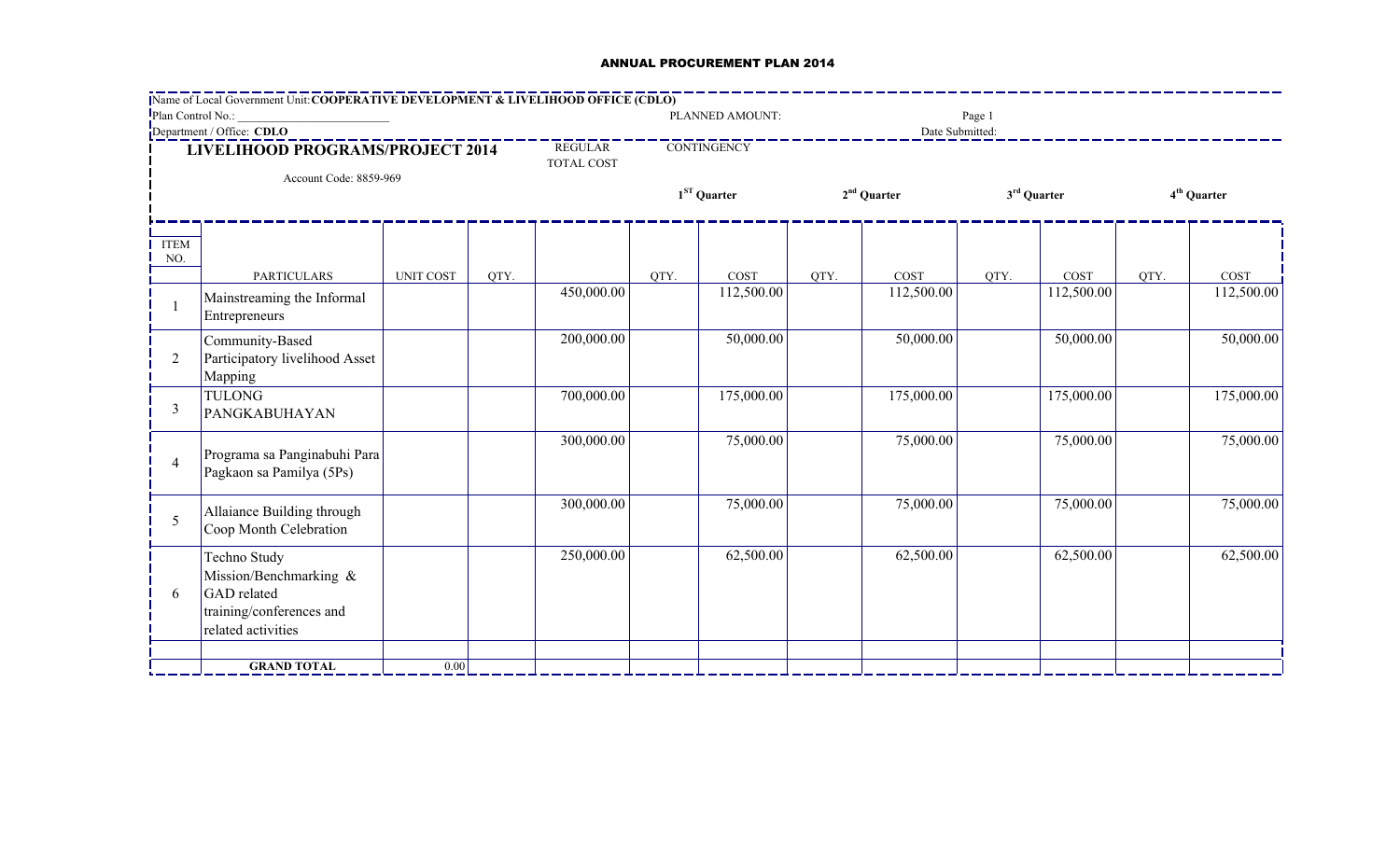# ANNUAL PROCUREMENT PLAN 2014

Name of Local Government Unit: **COOPERATIVE DEVELOPMENT & LIVELIHOOD OFFICE (CDLO)**

Plan Control No.: ___________________________ PLANNED AMOUNT: Page 1

Department / Office: **CDLO** Date Submitted:

## LIVELIHOOD PROGRAMS/PROJECT 2014

Account Code: 8859-969

| ITEM NO. | PARTICULARS | UNIT COST | QTY. | REGULAR TOTAL COST | CONTINGENCY 1ST Quarter QTY. | 1ST Quarter COST | 2nd Quarter QTY. | 2nd Quarter COST | 3rd Quarter QTY. | 3rd Quarter COST | 4th Quarter QTY. | 4th Quarter COST |
|---|---|---|---|---|---|---|---|---|---|---|---|---|
| 1 | Mainstreaming the Informal Entrepreneurs | | | 450,000.00 | | 112,500.00 | | 112,500.00 | | 112,500.00 | | 112,500.00 |
| 2 | Community-Based Participatory livelihood Asset Mapping | | | 200,000.00 | | 50,000.00 | | 50,000.00 | | 50,000.00 | | 50,000.00 |
| 3 | TULONG PANGKABUHAYAN | | | 700,000.00 | | 175,000.00 | | 175,000.00 | | 175,000.00 | | 175,000.00 |
| 4 | Programa sa Panginabuhi Para Pagkaon sa Pamilya (5Ps) | | | 300,000.00 | | 75,000.00 | | 75,000.00 | | 75,000.00 | | 75,000.00 |
| 5 | Allaiance Building through Coop Month Celebration | | | 300,000.00 | | 75,000.00 | | 75,000.00 | | 75,000.00 | | 75,000.00 |
| 6 | Techno Study Mission/Benchmarking & GAD related training/conferences and related activities | | | 250,000.00 | | 62,500.00 | | 62,500.00 | | 62,500.00 | | 62,500.00 |
| | | | | | | | | | | | | |
| | **GRAND TOTAL** | 0.00 | | | | | | | | | | |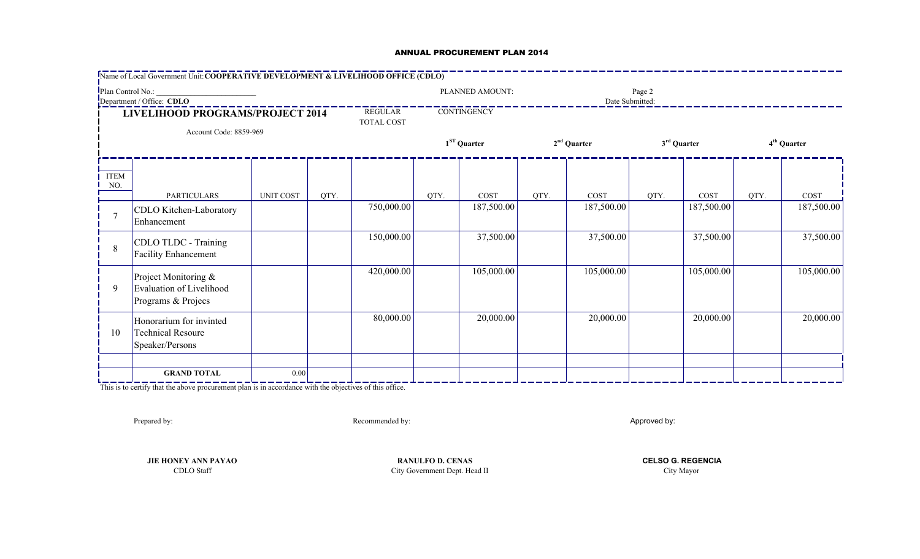## ANNUAL PROCUREMENT PLAN 2014

Name of Local Government Unit: **COOPERATIVE DEVELOPMENT & LIVELIHOOD OFFICE (CDLO)**

Plan Control No.: ______________________ PLANNED AMOUNT: Page 2

Department / Office: **CDLO** Date Submitted:

**LIVELIHOOD PROGRAMS/PROJECT 2014** REGULAR TOTAL COST CONTINGENCY

Account Code: 8859-969

| ITEM NO. | PARTICULARS | UNIT COST | QTY. | REGULAR TOTAL COST | 1ST Quarter QTY. | 1ST Quarter COST | 2nd Quarter QTY. | 2nd Quarter COST | 3rd Quarter QTY. | 3rd Quarter COST | 4th Quarter QTY. | 4th Quarter COST |
|---|---|---|---|---|---|---|---|---|---|---|---|---|
| 7 | CDLO Kitchen-Laboratory Enhancement | | | 750,000.00 | | 187,500.00 | | 187,500.00 | | 187,500.00 | | 187,500.00 |
| 8 | CDLO TLDC - Training Facility Enhancement | | | 150,000.00 | | 37,500.00 | | 37,500.00 | | 37,500.00 | | 37,500.00 |
| 9 | Project Monitoring & Evaluation of Livelihood Programs & Projecs | | | 420,000.00 | | 105,000.00 | | 105,000.00 | | 105,000.00 | | 105,000.00 |
| 10 | Honorarium for invinted Technical Resoure Speaker/Persons | | | 80,000.00 | | 20,000.00 | | 20,000.00 | | 20,000.00 | | 20,000.00 |
| | | | | | | | | | | | | |
| | **GRAND TOTAL** | 0.00 | | | | | | | | | | |

This is to certify that the above procurement plan is in accordance with the objectives of this office.

Prepared by:

**JIE HONEY ANN PAYAO**
CDLO Staff

Recommended by:

**RANULFO D. CENAS**
City Government Dept. Head II

Approved by:

**CELSO G. REGENCIA**
City Mayor